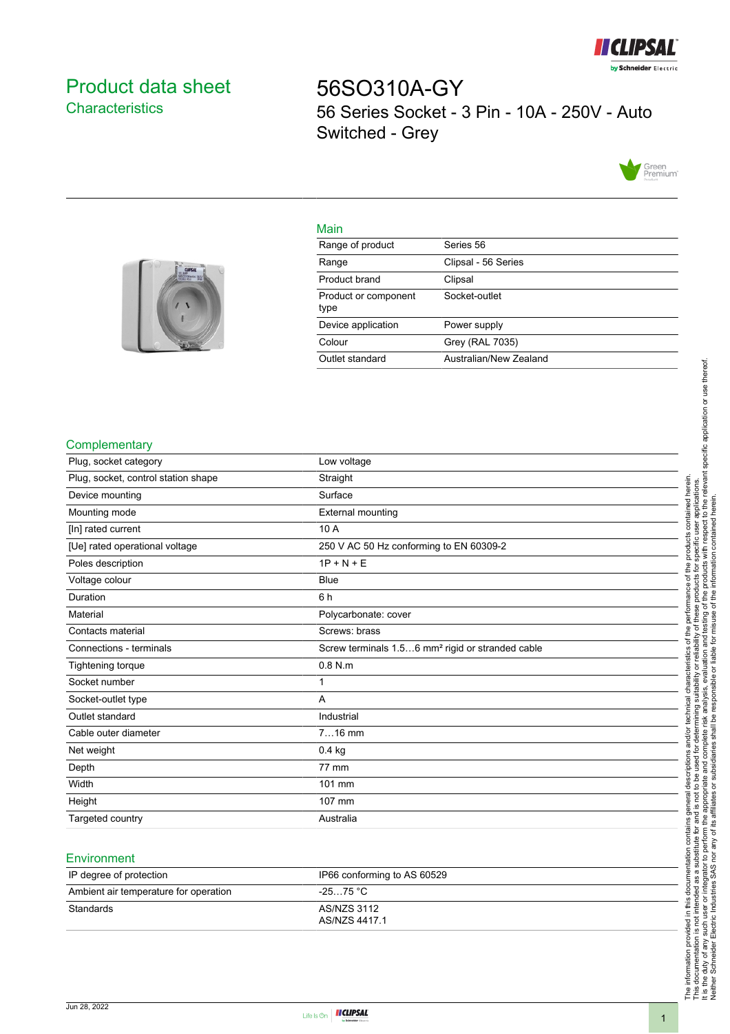# Product data sheet
## Characteristics

# 56SO310A-GY
56 Series Socket - 3 Pin - 10A - 250V - Auto Switched - Grey

## Main

| | |
|---|---|
| Range of product | Series 56 |
| Range | Clipsal - 56 Series |
| Product brand | Clipsal |
| Product or component type | Socket-outlet |
| Device application | Power supply |
| Colour | Grey (RAL 7035) |
| Outlet standard | Australian/New Zealand |

## Complementary

| | |
|---|---|
| Plug, socket category | Low voltage |
| Plug, socket, control station shape | Straight |
| Device mounting | Surface |
| Mounting mode | External mounting |
| [In] rated current | 10 A |
| [Ue] rated operational voltage | 250 V AC 50 Hz conforming to EN 60309-2 |
| Poles description | 1P + N + E |
| Voltage colour | Blue |
| Duration | 6 h |
| Material | Polycarbonate: cover |
| Contacts material | Screws: brass |
| Connections - terminals | Screw terminals 1.5…6 mm² rigid or stranded cable |
| Tightening torque | 0.8 N.m |
| Socket number | 1 |
| Socket-outlet type | A |
| Outlet standard | Industrial |
| Cable outer diameter | 7…16 mm |
| Net weight | 0.4 kg |
| Depth | 77 mm |
| Width | 101 mm |
| Height | 107 mm |
| Targeted country | Australia |

## Environment

| | |
|---|---|
| IP degree of protection | IP66 conforming to AS 60529 |
| Ambient air temperature for operation | -25…75 °C |
| Standards | AS/NZS 3112<br>AS/NZS 4417.1 |

The information provided in this documentation contains general descriptions and/or technical characteristics of the performance of the products contained herein. This documentation is not intended as a substitute for and is not to be used for determining suitability or reliability of these products for specific user applications. It is the duty of any such user or integrator to perform the appropriate and complete risk analysis, evaluation and testing of the products with respect to the relevant specific application or use thereof. Neither Schneider Electric Industries SAS nor any of its affiliates or subsidiaries shall be responsible or liable for misuse of the information contained herein.

Jun 28, 2022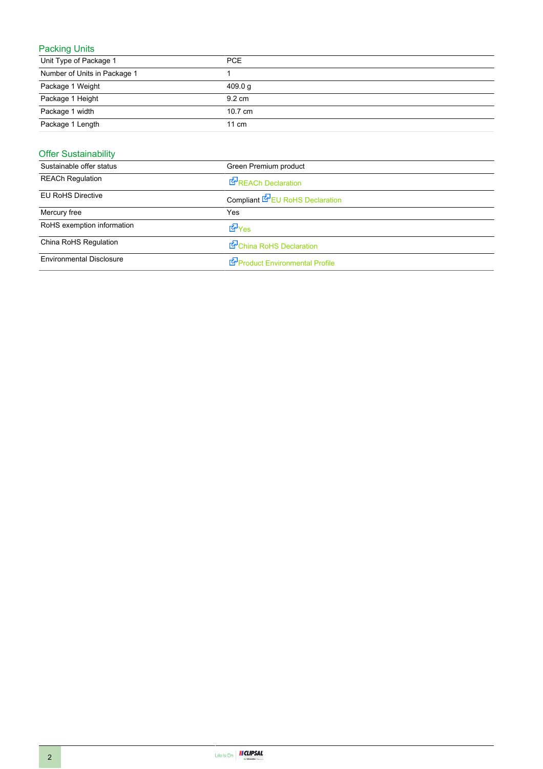## Packing Units

| | |
|---|---|
| Unit Type of Package 1 | PCE |
| Number of Units in Package 1 | 1 |
| Package 1 Weight | 409.0 g |
| Package 1 Height | 9.2 cm |
| Package 1 width | 10.7 cm |
| Package 1 Length | 11 cm |

## Offer Sustainability

| | |
|---|---|
| Sustainable offer status | Green Premium product |
| REACh Regulation | REACh Declaration |
| EU RoHS Directive | Compliant EU RoHS Declaration |
| Mercury free | Yes |
| RoHS exemption information | Yes |
| China RoHS Regulation | China RoHS Declaration |
| Environmental Disclosure | Product Environmental Profile |